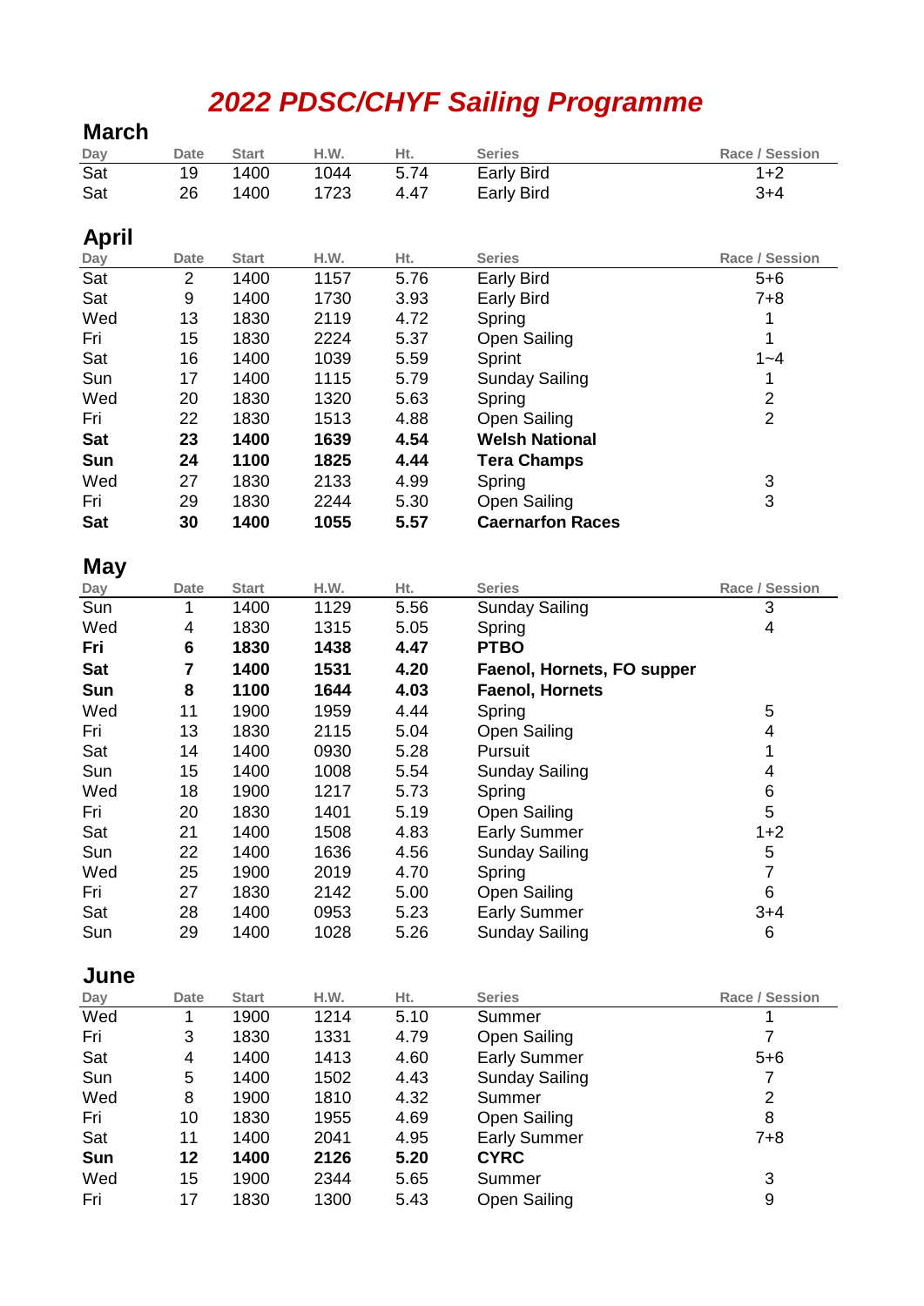# *2022 PDSC/CHYF Sailing Programme*

## March

| Day | Date | Start | H.W. | Ht. | Series | Race / Session |
|---|---|---|---|---|---|---|
| Sat | 19 | 1400 | 1044 | 5.74 | Early Bird | 1+2 |
| Sat | 26 | 1400 | 1723 | 4.47 | Early Bird | 3+4 |

## April

| Day | Date | Start | H.W. | Ht. | Series | Race / Session |
|---|---|---|---|---|---|---|
| Sat | 2 | 1400 | 1157 | 5.76 | Early Bird | 5+6 |
| Sat | 9 | 1400 | 1730 | 3.93 | Early Bird | 7+8 |
| Wed | 13 | 1830 | 2119 | 4.72 | Spring | 1 |
| Fri | 15 | 1830 | 2224 | 5.37 | Open Sailing | 1 |
| Sat | 16 | 1400 | 1039 | 5.59 | Sprint | 1~4 |
| Sun | 17 | 1400 | 1115 | 5.79 | Sunday Sailing | 1 |
| Wed | 20 | 1830 | 1320 | 5.63 | Spring | 2 |
| Fri | 22 | 1830 | 1513 | 4.88 | Open Sailing | 2 |
| **Sat** | **23** | **1400** | **1639** | **4.54** | **Welsh National** | |
| **Sun** | **24** | **1100** | **1825** | **4.44** | **Tera Champs** | |
| Wed | 27 | 1830 | 2133 | 4.99 | Spring | 3 |
| Fri | 29 | 1830 | 2244 | 5.30 | Open Sailing | 3 |
| **Sat** | **30** | **1400** | **1055** | **5.57** | **Caernarfon Races** | |

## May

| Day | Date | Start | H.W. | Ht. | Series | Race / Session |
|---|---|---|---|---|---|---|
| Sun | 1 | 1400 | 1129 | 5.56 | Sunday Sailing | 3 |
| Wed | 4 | 1830 | 1315 | 5.05 | Spring | 4 |
| **Fri** | **6** | **1830** | **1438** | **4.47** | **PTBO** | |
| **Sat** | **7** | **1400** | **1531** | **4.20** | **Faenol, Hornets, FO supper** | |
| **Sun** | **8** | **1100** | **1644** | **4.03** | **Faenol, Hornets** | |
| Wed | 11 | 1900 | 1959 | 4.44 | Spring | 5 |
| Fri | 13 | 1830 | 2115 | 5.04 | Open Sailing | 4 |
| Sat | 14 | 1400 | 0930 | 5.28 | Pursuit | 1 |
| Sun | 15 | 1400 | 1008 | 5.54 | Sunday Sailing | 4 |
| Wed | 18 | 1900 | 1217 | 5.73 | Spring | 6 |
| Fri | 20 | 1830 | 1401 | 5.19 | Open Sailing | 5 |
| Sat | 21 | 1400 | 1508 | 4.83 | Early Summer | 1+2 |
| Sun | 22 | 1400 | 1636 | 4.56 | Sunday Sailing | 5 |
| Wed | 25 | 1900 | 2019 | 4.70 | Spring | 7 |
| Fri | 27 | 1830 | 2142 | 5.00 | Open Sailing | 6 |
| Sat | 28 | 1400 | 0953 | 5.23 | Early Summer | 3+4 |
| Sun | 29 | 1400 | 1028 | 5.26 | Sunday Sailing | 6 |

## June

| Day | Date | Start | H.W. | Ht. | Series | Race / Session |
|---|---|---|---|---|---|---|
| Wed | 1 | 1900 | 1214 | 5.10 | Summer | 1 |
| Fri | 3 | 1830 | 1331 | 4.79 | Open Sailing | 7 |
| Sat | 4 | 1400 | 1413 | 4.60 | Early Summer | 5+6 |
| Sun | 5 | 1400 | 1502 | 4.43 | Sunday Sailing | 7 |
| Wed | 8 | 1900 | 1810 | 4.32 | Summer | 2 |
| Fri | 10 | 1830 | 1955 | 4.69 | Open Sailing | 8 |
| Sat | 11 | 1400 | 2041 | 4.95 | Early Summer | 7+8 |
| **Sun** | **12** | **1400** | **2126** | **5.20** | **CYRC** | |
| Wed | 15 | 1900 | 2344 | 5.65 | Summer | 3 |
| Fri | 17 | 1830 | 1300 | 5.43 | Open Sailing | 9 |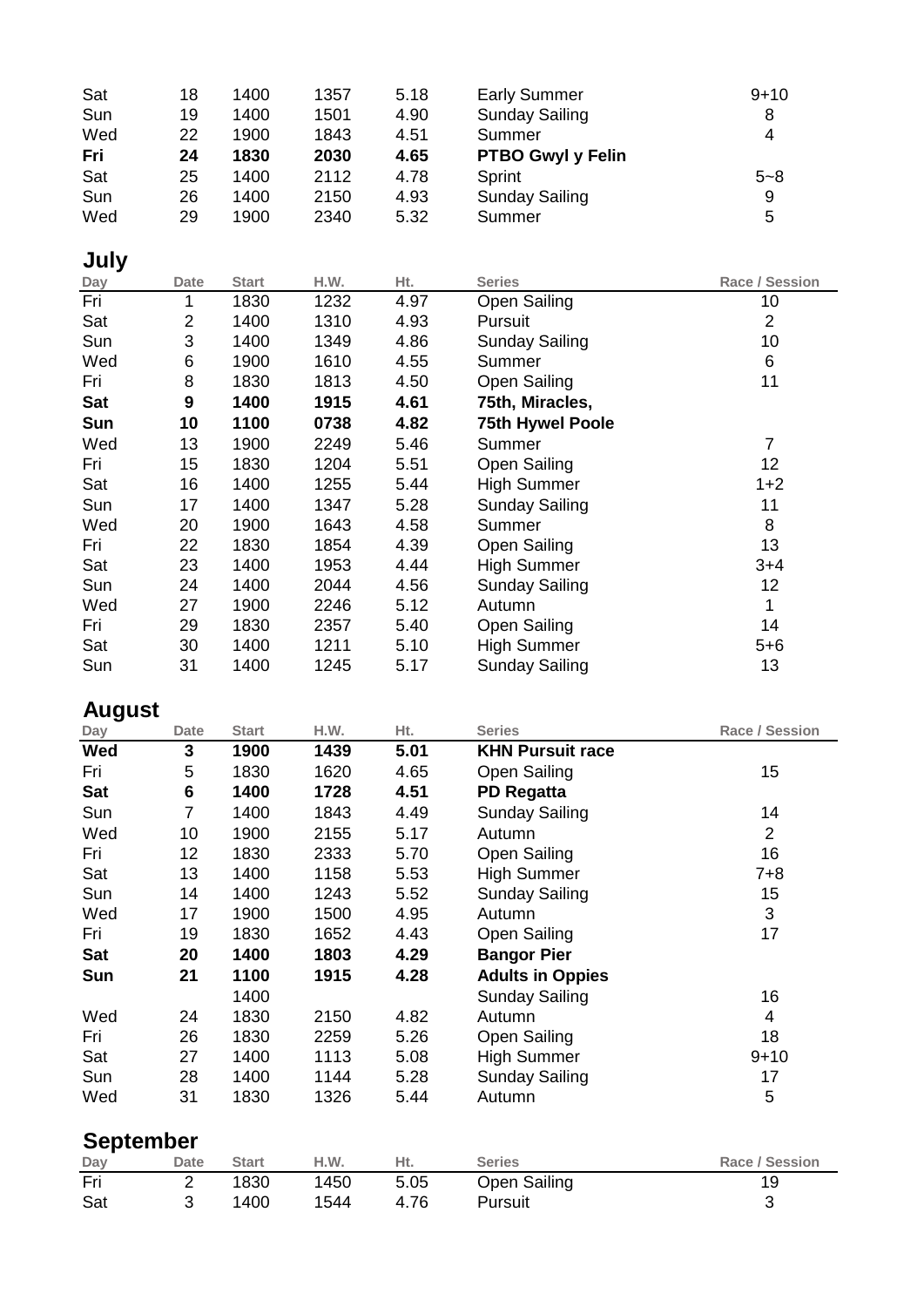| Day | Date | Start | H.W. | Ht. | Series | Race / Session |
|---|---|---|---|---|---|---|
| Sat | 18 | 1400 | 1357 | 5.18 | Early Summer | 9+10 |
| Sun | 19 | 1400 | 1501 | 4.90 | Sunday Sailing | 8 |
| Wed | 22 | 1900 | 1843 | 4.51 | Summer | 4 |
| **Fri** | **24** | **1830** | **2030** | **4.65** | **PTBO Gwyl y Felin** | |
| Sat | 25 | 1400 | 2112 | 4.78 | Sprint | 5~8 |
| Sun | 26 | 1400 | 2150 | 4.93 | Sunday Sailing | 9 |
| Wed | 29 | 1900 | 2340 | 5.32 | Summer | 5 |

## July

| Day | Date | Start | H.W. | Ht. | Series | Race / Session |
|---|---|---|---|---|---|---|
| Fri | 1 | 1830 | 1232 | 4.97 | Open Sailing | 10 |
| Sat | 2 | 1400 | 1310 | 4.93 | Pursuit | 2 |
| Sun | 3 | 1400 | 1349 | 4.86 | Sunday Sailing | 10 |
| Wed | 6 | 1900 | 1610 | 4.55 | Summer | 6 |
| Fri | 8 | 1830 | 1813 | 4.50 | Open Sailing | 11 |
| **Sat** | **9** | **1400** | **1915** | **4.61** | **75th, Miracles,** | |
| **Sun** | **10** | **1100** | **0738** | **4.82** | **75th Hywel Poole** | |
| Wed | 13 | 1900 | 2249 | 5.46 | Summer | 7 |
| Fri | 15 | 1830 | 1204 | 5.51 | Open Sailing | 12 |
| Sat | 16 | 1400 | 1255 | 5.44 | High Summer | 1+2 |
| Sun | 17 | 1400 | 1347 | 5.28 | Sunday Sailing | 11 |
| Wed | 20 | 1900 | 1643 | 4.58 | Summer | 8 |
| Fri | 22 | 1830 | 1854 | 4.39 | Open Sailing | 13 |
| Sat | 23 | 1400 | 1953 | 4.44 | High Summer | 3+4 |
| Sun | 24 | 1400 | 2044 | 4.56 | Sunday Sailing | 12 |
| Wed | 27 | 1900 | 2246 | 5.12 | Autumn | 1 |
| Fri | 29 | 1830 | 2357 | 5.40 | Open Sailing | 14 |
| Sat | 30 | 1400 | 1211 | 5.10 | High Summer | 5+6 |
| Sun | 31 | 1400 | 1245 | 5.17 | Sunday Sailing | 13 |

## August

| Day | Date | Start | H.W. | Ht. | Series | Race / Session |
|---|---|---|---|---|---|---|
| **Wed** | **3** | **1900** | **1439** | **5.01** | **KHN Pursuit race** | |
| Fri | 5 | 1830 | 1620 | 4.65 | Open Sailing | 15 |
| **Sat** | **6** | **1400** | **1728** | **4.51** | **PD Regatta** | |
| Sun | 7 | 1400 | 1843 | 4.49 | Sunday Sailing | 14 |
| Wed | 10 | 1900 | 2155 | 5.17 | Autumn | 2 |
| Fri | 12 | 1830 | 2333 | 5.70 | Open Sailing | 16 |
| Sat | 13 | 1400 | 1158 | 5.53 | High Summer | 7+8 |
| Sun | 14 | 1400 | 1243 | 5.52 | Sunday Sailing | 15 |
| Wed | 17 | 1900 | 1500 | 4.95 | Autumn | 3 |
| Fri | 19 | 1830 | 1652 | 4.43 | Open Sailing | 17 |
| **Sat** | **20** | **1400** | **1803** | **4.29** | **Bangor Pier** | |
| **Sun** | **21** | **1100** | **1915** | **4.28** | **Adults in Oppies** | |
| | | 1400 | | | Sunday Sailing | 16 |
| Wed | 24 | 1830 | 2150 | 4.82 | Autumn | 4 |
| Fri | 26 | 1830 | 2259 | 5.26 | Open Sailing | 18 |
| Sat | 27 | 1400 | 1113 | 5.08 | High Summer | 9+10 |
| Sun | 28 | 1400 | 1144 | 5.28 | Sunday Sailing | 17 |
| Wed | 31 | 1830 | 1326 | 5.44 | Autumn | 5 |

## September

| Day | Date | Start | H.W. | Ht. | Series | Race / Session |
|---|---|---|---|---|---|---|
| Fri | 2 | 1830 | 1450 | 5.05 | Open Sailing | 19 |
| Sat | 3 | 1400 | 1544 | 4.76 | Pursuit | 3 |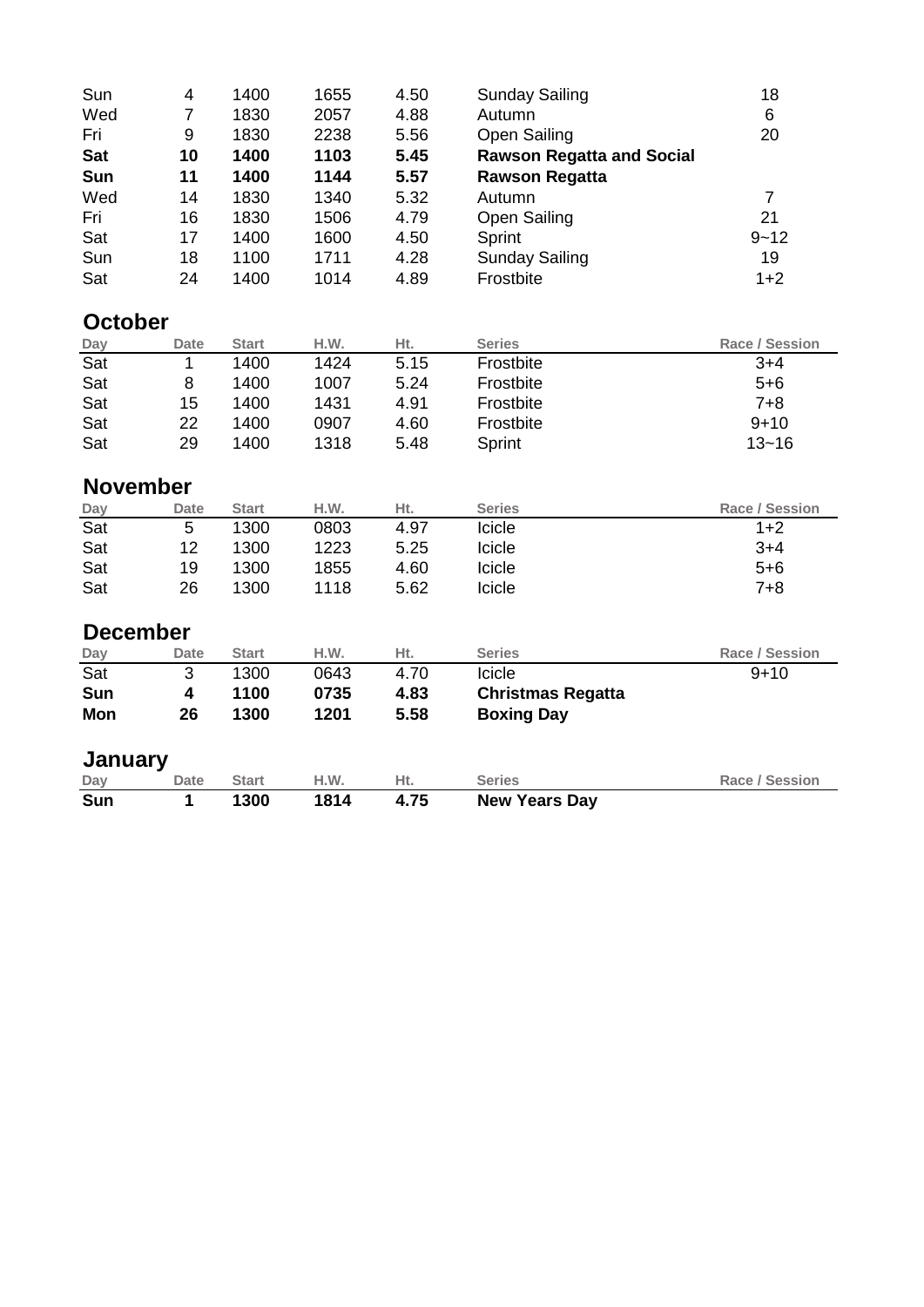| | | | | | | |
|---|---|---|---|---|---|---|
| Sun | 4 | 1400 | 1655 | 4.50 | Sunday Sailing | 18 |
| Wed | 7 | 1830 | 2057 | 4.88 | Autumn | 6 |
| Fri | 9 | 1830 | 2238 | 5.56 | Open Sailing | 20 |
| **Sat** | **10** | **1400** | **1103** | **5.45** | **Rawson Regatta and Social** | |
| **Sun** | **11** | **1400** | **1144** | **5.57** | **Rawson Regatta** | |
| Wed | 14 | 1830 | 1340 | 5.32 | Autumn | 7 |
| Fri | 16 | 1830 | 1506 | 4.79 | Open Sailing | 21 |
| Sat | 17 | 1400 | 1600 | 4.50 | Sprint | 9~12 |
| Sun | 18 | 1100 | 1711 | 4.28 | Sunday Sailing | 19 |
| Sat | 24 | 1400 | 1014 | 4.89 | Frostbite | 1+2 |

## October

| Day | Date | Start | H.W. | Ht. | Series | Race / Session |
|---|---|---|---|---|---|---|
| Sat | 1 | 1400 | 1424 | 5.15 | Frostbite | 3+4 |
| Sat | 8 | 1400 | 1007 | 5.24 | Frostbite | 5+6 |
| Sat | 15 | 1400 | 1431 | 4.91 | Frostbite | 7+8 |
| Sat | 22 | 1400 | 0907 | 4.60 | Frostbite | 9+10 |
| Sat | 29 | 1400 | 1318 | 5.48 | Sprint | 13~16 |

## November

| Day | Date | Start | H.W. | Ht. | Series | Race / Session |
|---|---|---|---|---|---|---|
| Sat | 5 | 1300 | 0803 | 4.97 | Icicle | 1+2 |
| Sat | 12 | 1300 | 1223 | 5.25 | Icicle | 3+4 |
| Sat | 19 | 1300 | 1855 | 4.60 | Icicle | 5+6 |
| Sat | 26 | 1300 | 1118 | 5.62 | Icicle | 7+8 |

## December

| Day | Date | Start | H.W. | Ht. | Series | Race / Session |
|---|---|---|---|---|---|---|
| Sat | 3 | 1300 | 0643 | 4.70 | Icicle | 9+10 |
| **Sun** | **4** | **1100** | **0735** | **4.83** | **Christmas Regatta** | |
| **Mon** | **26** | **1300** | **1201** | **5.58** | **Boxing Day** | |

## January

| Day | Date | Start | H.W. | Ht. | Series | Race / Session |
|---|---|---|---|---|---|---|
| **Sun** | **1** | **1300** | **1814** | **4.75** | **New Years Day** | |